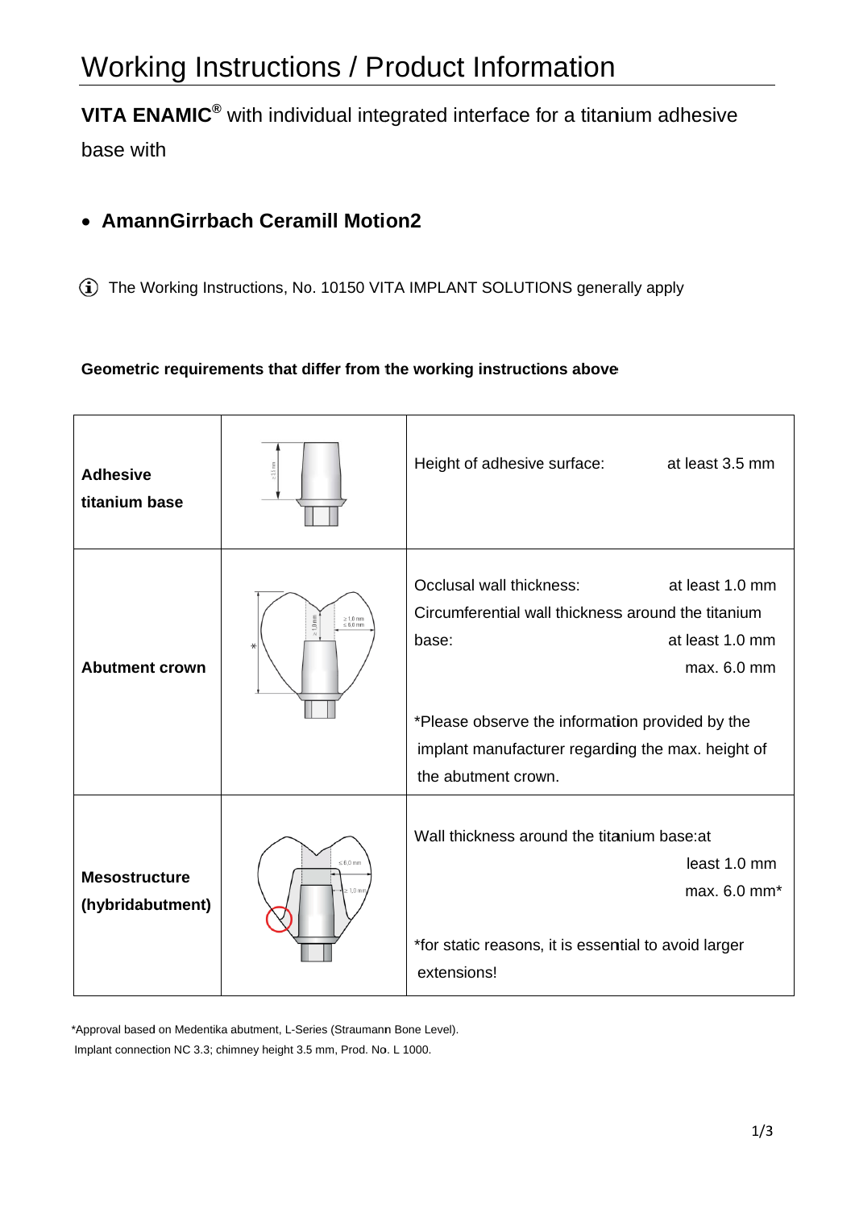# Working Instructions / Product Information

**VITA ENAMIC®** with individual integrated interface for a titanium adhesive base with

- **AmannGirrbach Ceramill Motion2**

ⓘ The Working Instructions, No. 10150 VITA IMPLANT SOLUTIONS generally apply

**Geometric requirements that differ from the working instructions above**

| | | |
|---|---|---|
| **Adhesive titanium base** | | Height of adhesive surface: at least 3.5 mm |
| **Abutment crown** | | Occlusal wall thickness: at least 1.0 mm<br>Circumferential wall thickness around the titanium base: at least 1.0 mm max. 6.0 mm<br><br>*Please observe the information provided by the implant manufacturer regarding the max. height of the abutment crown. |
| **Mesostructure (hybridabutment)** | | Wall thickness around the titanium base: at least 1.0 mm max. 6.0 mm*<br><br>*for static reasons, it is essential to avoid larger extensions! |

*Approval based on Medentika abutment, L-Series (Straumann Bone Level).
Implant connection NC 3.3; chimney height 3.5 mm, Prod. No. L 1000.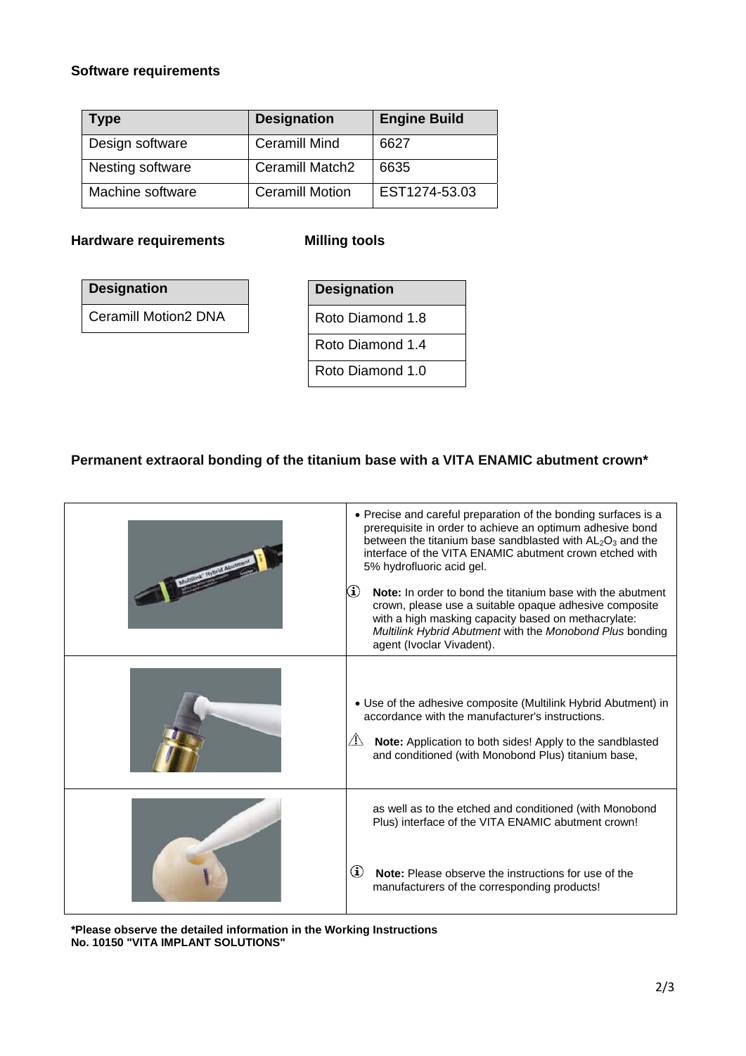### Software requirements

| Type | Designation | Engine Build |
|---|---|---|
| Design software | Ceramill Mind | 6627 |
| Nesting software | Ceramill Match2 | 6635 |
| Machine software | Ceramill Motion | EST1274-53.03 |

### Hardware requirements

| Designation |
|---|
| Ceramill Motion2 DNA |

### Milling tools

| Designation |
|---|
| Roto Diamond 1.8 |
| Roto Diamond 1.4 |
| Roto Diamond 1.0 |

### Permanent extraoral bonding of the titanium base with a VITA ENAMIC abutment crown*

- Precise and careful preparation of the bonding surfaces is a prerequisite in order to achieve an optimum adhesive bond between the titanium base sandblasted with $AL_2O_3$ and the interface of the VITA ENAMIC abutment crown etched with 5% hydrofluoric acid gel.

ⓘ **Note:** In order to bond the titanium base with the abutment crown, please use a suitable opaque adhesive composite with a high masking capacity based on methacrylate: *Multilink Hybrid Abutment* with the *Monobond Plus* bonding agent (Ivoclar Vivadent).

- Use of the adhesive composite (Multilink Hybrid Abutment) in accordance with the manufacturer's instructions.

⚠ **Note:** Application to both sides! Apply to the sandblasted and conditioned (with Monobond Plus) titanium base, as well as to the etched and conditioned (with Monobond Plus) interface of the VITA ENAMIC abutment crown!

ⓘ **Note:** Please observe the instructions for use of the manufacturers of the corresponding products!

**\*Please observe the detailed information in the Working Instructions No. 10150 "VITA IMPLANT SOLUTIONS"**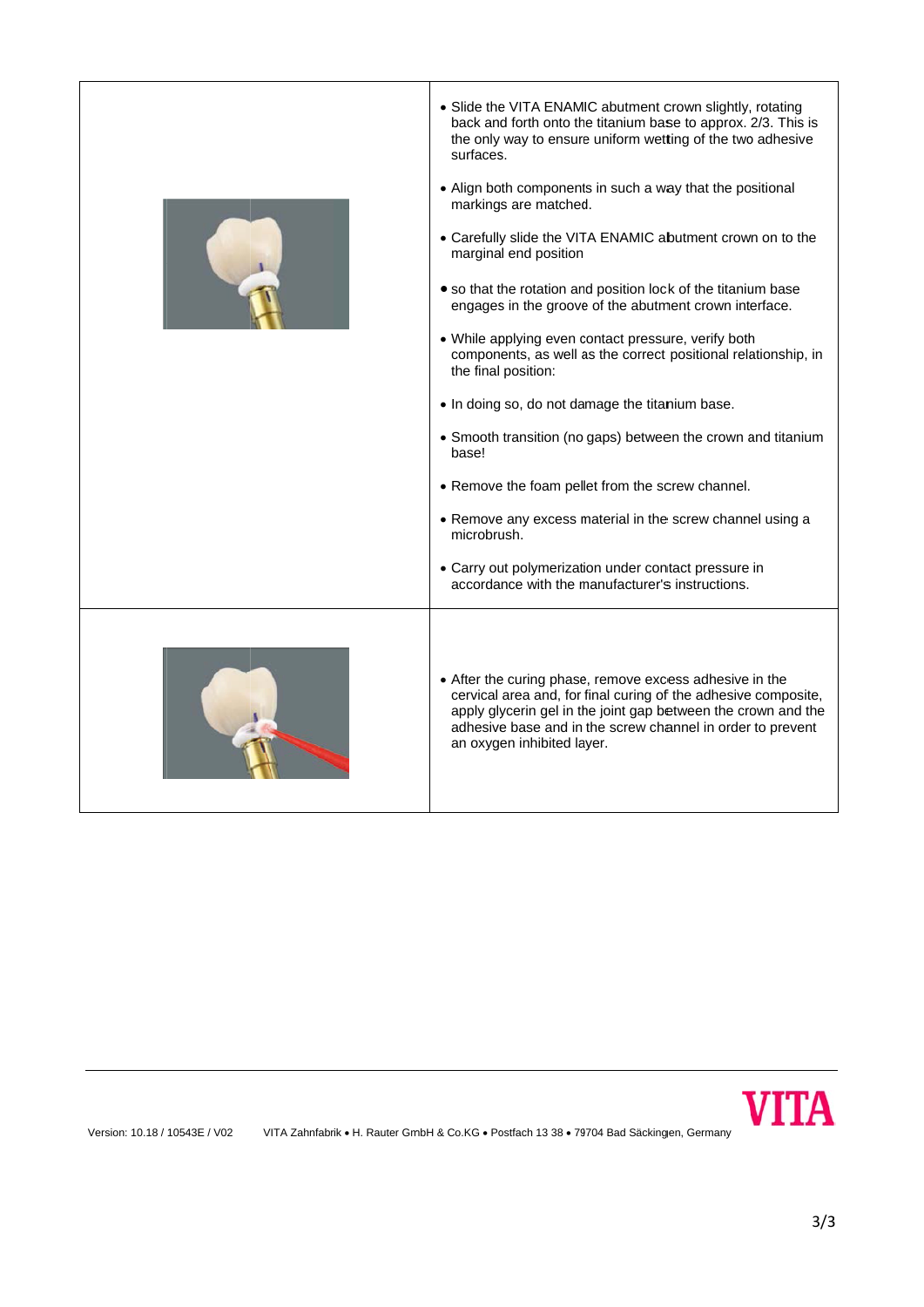| | |
|---|---|
| | • Slide the VITA ENAMIC abutment crown slightly, rotating back and forth onto the titanium base to approx. 2/3. This is the only way to ensure uniform wetting of the two adhesive surfaces.<br><br>• Align both components in such a way that the positional markings are matched.<br><br>• Carefully slide the VITA ENAMIC abutment crown on to the marginal end position<br><br>• so that the rotation and position lock of the titanium base engages in the groove of the abutment crown interface.<br><br>• While applying even contact pressure, verify both components, as well as the correct positional relationship, in the final position:<br><br>• In doing so, do not damage the titanium base.<br><br>• Smooth transition (no gaps) between the crown and titanium base!<br><br>• Remove the foam pellet from the screw channel.<br><br>• Remove any excess material in the screw channel using a microbrush.<br><br>• Carry out polymerization under contact pressure in accordance with the manufacturer's instructions. |
| | • After the curing phase, remove excess adhesive in the cervical area and, for final curing of the adhesive composite, apply glycerin gel in the joint gap between the crown and the adhesive base and in the screw channel in order to prevent an oxygen inhibited layer. |

Version: 10.18 / 10543E / V02 VITA Zahnfabrik • H. Rauter GmbH & Co.KG • Postfach 13 38 • 79704 Bad Säckingen, Germany

VITA